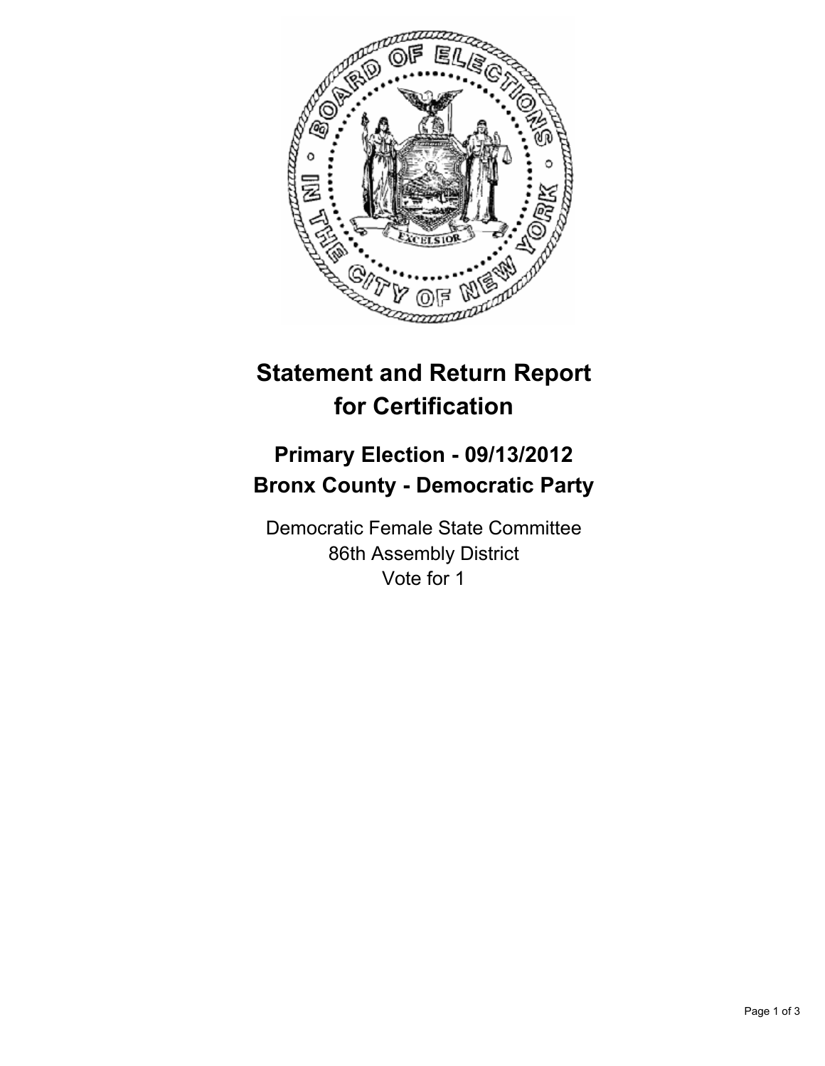# Statement and Return Report for Certification

## Primary Election - 09/13/2012
## Bronx County - Democratic Party

Democratic Female State Committee
86th Assembly District
Vote for 1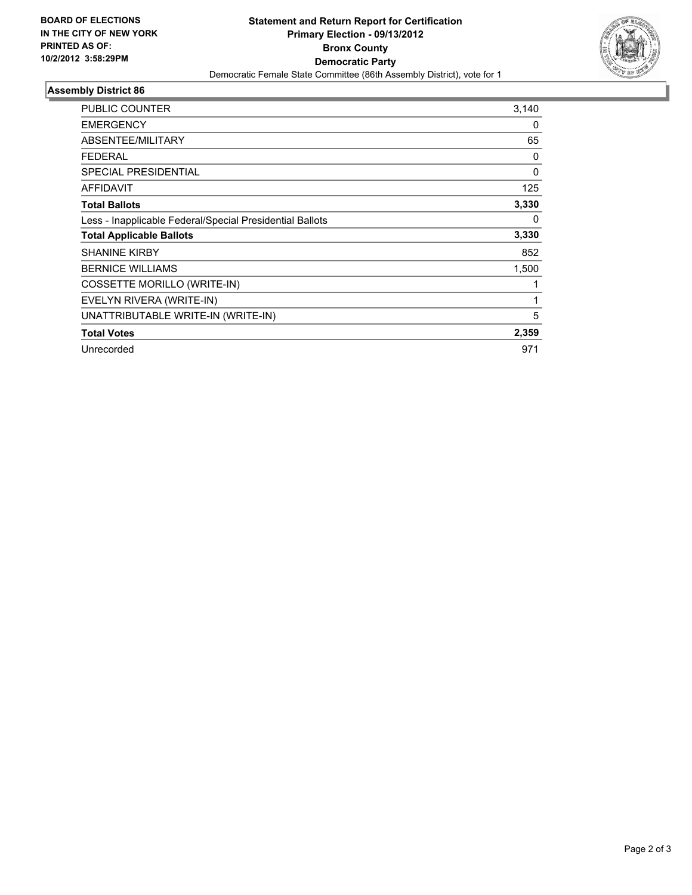**BOARD OF ELECTIONS IN THE CITY OF NEW YORK**
**PRINTED AS OF:**
**10/2/2012 3:58:29PM**

# Statement and Return Report for Certification
## Primary Election - 09/13/2012
## Bronx County
## Democratic Party

Democratic Female State Committee (86th Assembly District), vote for 1

### Assembly District 86

| | |
|---|---|
| PUBLIC COUNTER | 3,140 |
| EMERGENCY | 0 |
| ABSENTEE/MILITARY | 65 |
| FEDERAL | 0 |
| SPECIAL PRESIDENTIAL | 0 |
| AFFIDAVIT | 125 |
| **Total Ballots** | **3,330** |
| Less - Inapplicable Federal/Special Presidential Ballots | 0 |
| **Total Applicable Ballots** | **3,330** |
| SHANINE KIRBY | 852 |
| BERNICE WILLIAMS | 1,500 |
| COSSETTE MORILLO (WRITE-IN) | 1 |
| EVELYN RIVERA (WRITE-IN) | 1 |
| UNATTRIBUTABLE WRITE-IN (WRITE-IN) | 5 |
| **Total Votes** | **2,359** |
| Unrecorded | 971 |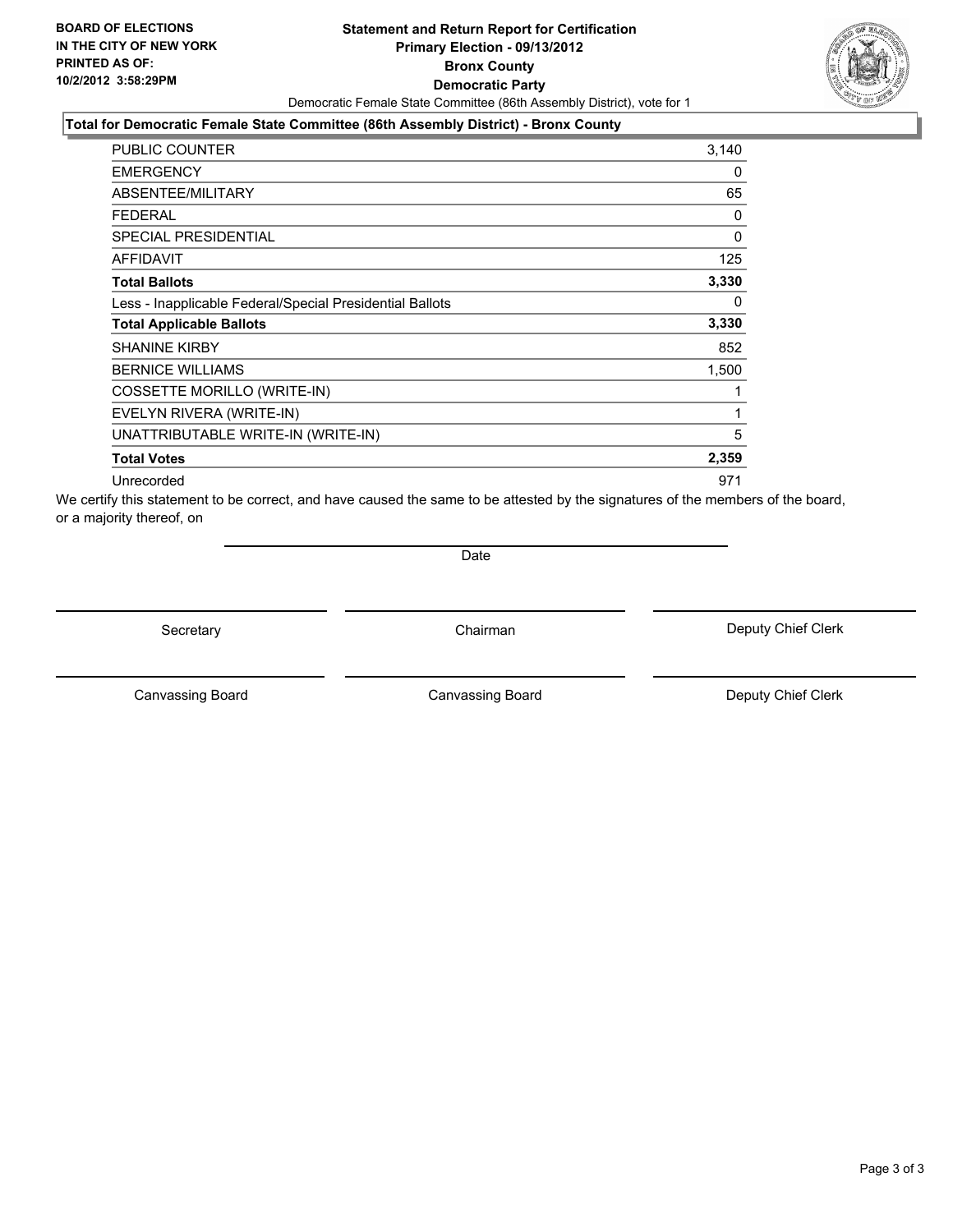**BOARD OF ELECTIONS IN THE CITY OF NEW YORK PRINTED AS OF: 10/2/2012 3:58:29PM**

**Statement and Return Report for Certification**
**Primary Election - 09/13/2012**
**Bronx County**
**Democratic Party**
Democratic Female State Committee (86th Assembly District), vote for 1

**Total for Democratic Female State Committee (86th Assembly District) - Bronx County**

| | |
|---|---|
| PUBLIC COUNTER | 3,140 |
| EMERGENCY | 0 |
| ABSENTEE/MILITARY | 65 |
| FEDERAL | 0 |
| SPECIAL PRESIDENTIAL | 0 |
| AFFIDAVIT | 125 |
| **Total Ballots** | **3,330** |
| Less - Inapplicable Federal/Special Presidential Ballots | 0 |
| **Total Applicable Ballots** | **3,330** |
| SHANINE KIRBY | 852 |
| BERNICE WILLIAMS | 1,500 |
| COSSETTE MORILLO (WRITE-IN) | 1 |
| EVELYN RIVERA (WRITE-IN) | 1 |
| UNATTRIBUTABLE WRITE-IN (WRITE-IN) | 5 |
| **Total Votes** | **2,359** |
| Unrecorded | 971 |

We certify this statement to be correct, and have caused the same to be attested by the signatures of the members of the board, or a majority thereof, on

Date

Secretary | Chairman | Deputy Chief Clerk

Canvassing Board | Canvassing Board | Deputy Chief Clerk